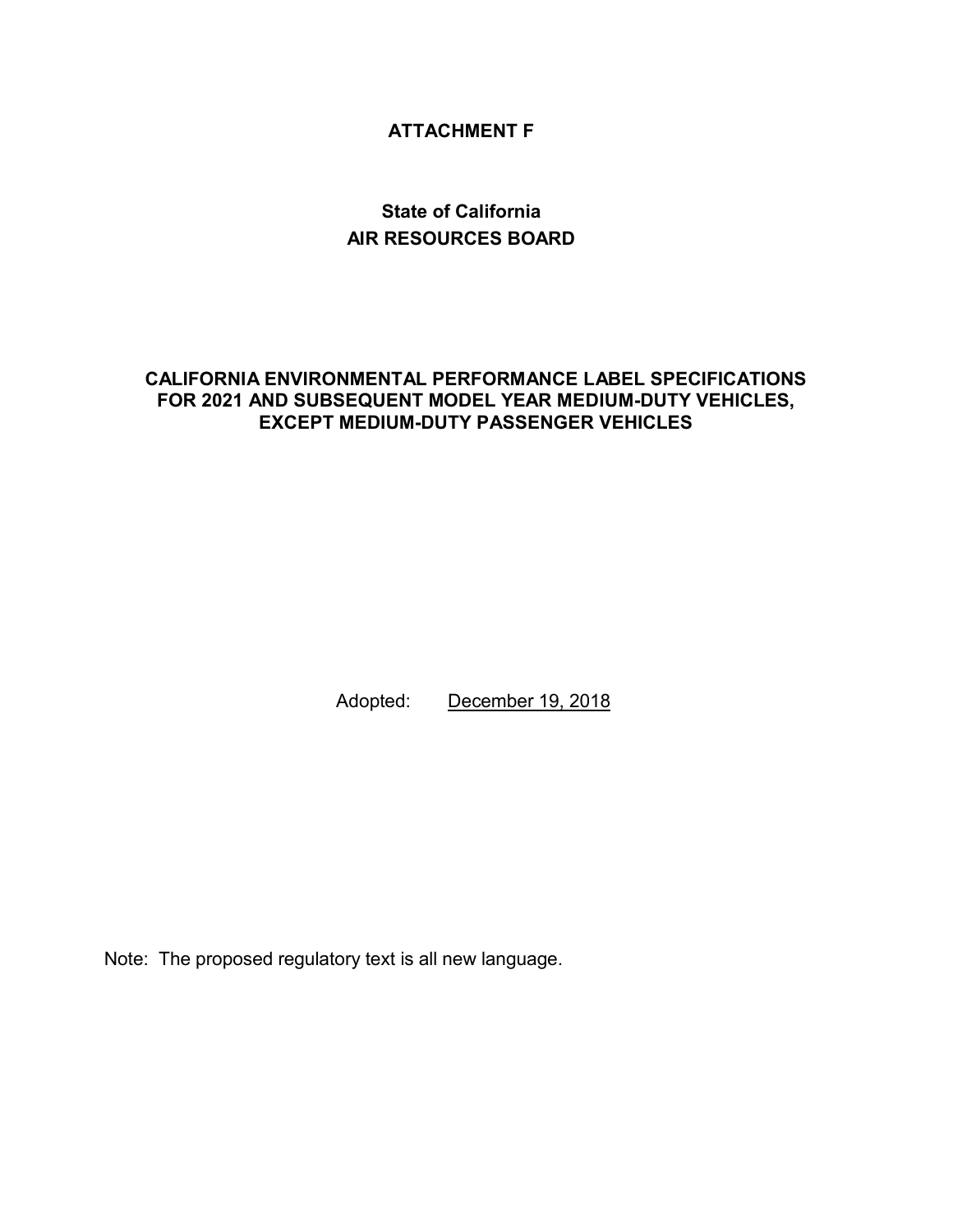**ATTACHMENT F**

**State of California**
**AIR RESOURCES BOARD**

# CALIFORNIA ENVIRONMENTAL PERFORMANCE LABEL SPECIFICATIONS FOR 2021 AND SUBSEQUENT MODEL YEAR MEDIUM-DUTY VEHICLES, EXCEPT MEDIUM-DUTY PASSENGER VEHICLES

Adopted: <u>December 19, 2018</u>

Note: The proposed regulatory text is all new language.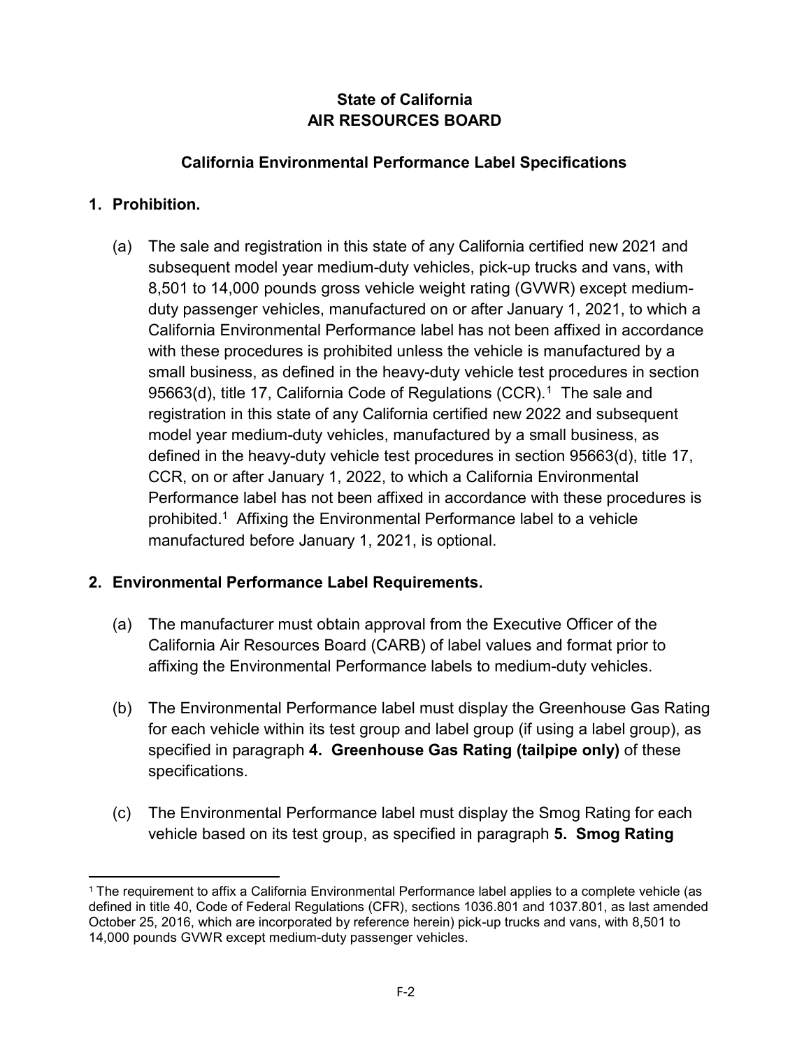**State of California**
**AIR RESOURCES BOARD**

**California Environmental Performance Label Specifications**

**1. Prohibition.**

(a) The sale and registration in this state of any California certified new 2021 and subsequent model year medium-duty vehicles, pick-up trucks and vans, with 8,501 to 14,000 pounds gross vehicle weight rating (GVWR) except medium-duty passenger vehicles, manufactured on or after January 1, 2021, to which a California Environmental Performance label has not been affixed in accordance with these procedures is prohibited unless the vehicle is manufactured by a small business, as defined in the heavy-duty vehicle test procedures in section 95663(d), title 17, California Code of Regulations (CCR).[1] The sale and registration in this state of any California certified new 2022 and subsequent model year medium-duty vehicles, manufactured by a small business, as defined in the heavy-duty vehicle test procedures in section 95663(d), title 17, CCR, on or after January 1, 2022, to which a California Environmental Performance label has not been affixed in accordance with these procedures is prohibited.[1] Affixing the Environmental Performance label to a vehicle manufactured before January 1, 2021, is optional.

**2. Environmental Performance Label Requirements.**

(a) The manufacturer must obtain approval from the Executive Officer of the California Air Resources Board (CARB) of label values and format prior to affixing the Environmental Performance labels to medium-duty vehicles.

(b) The Environmental Performance label must display the Greenhouse Gas Rating for each vehicle within its test group and label group (if using a label group), as specified in paragraph **4. Greenhouse Gas Rating (tailpipe only)** of these specifications.

(c) The Environmental Performance label must display the Smog Rating for each vehicle based on its test group, as specified in paragraph **5. Smog Rating**

---

[1] The requirement to affix a California Environmental Performance label applies to a complete vehicle (as defined in title 40, Code of Federal Regulations (CFR), sections 1036.801 and 1037.801, as last amended October 25, 2016, which are incorporated by reference herein) pick-up trucks and vans, with 8,501 to 14,000 pounds GVWR except medium-duty passenger vehicles.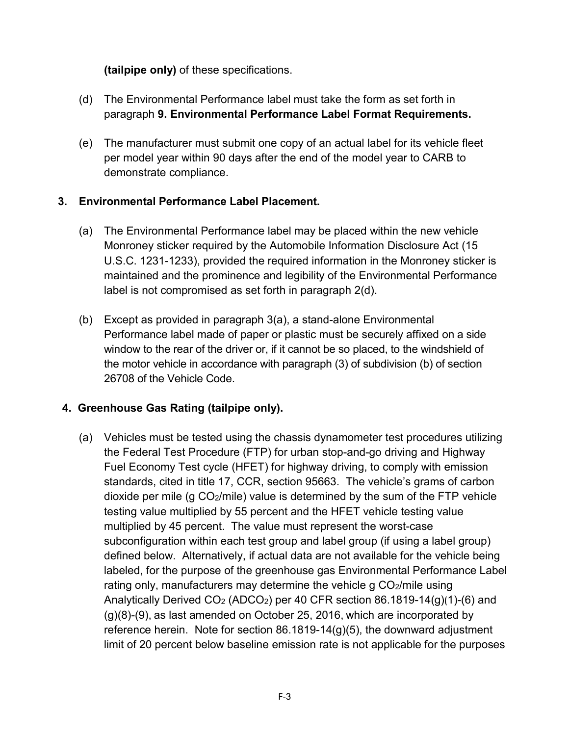**(tailpipe only)** of these specifications.

(d) The Environmental Performance label must take the form as set forth in paragraph **9. Environmental Performance Label Format Requirements.**

(e) The manufacturer must submit one copy of an actual label for its vehicle fleet per model year within 90 days after the end of the model year to CARB to demonstrate compliance.

## 3. Environmental Performance Label Placement.

(a) The Environmental Performance label may be placed within the new vehicle Monroney sticker required by the Automobile Information Disclosure Act (15 U.S.C. 1231-1233), provided the required information in the Monroney sticker is maintained and the prominence and legibility of the Environmental Performance label is not compromised as set forth in paragraph 2(d).

(b) Except as provided in paragraph 3(a), a stand-alone Environmental Performance label made of paper or plastic must be securely affixed on a side window to the rear of the driver or, if it cannot be so placed, to the windshield of the motor vehicle in accordance with paragraph (3) of subdivision (b) of section 26708 of the Vehicle Code.

## 4. Greenhouse Gas Rating (tailpipe only).

(a) Vehicles must be tested using the chassis dynamometer test procedures utilizing the Federal Test Procedure (FTP) for urban stop-and-go driving and Highway Fuel Economy Test cycle (HFET) for highway driving, to comply with emission standards, cited in title 17, CCR, section 95663. The vehicle's grams of carbon dioxide per mile (g $CO_2$/mile) value is determined by the sum of the FTP vehicle testing value multiplied by 55 percent and the HFET vehicle testing value multiplied by 45 percent. The value must represent the worst-case subconfiguration within each test group and label group (if using a label group) defined below. Alternatively, if actual data are not available for the vehicle being labeled, for the purpose of the greenhouse gas Environmental Performance Label rating only, manufacturers may determine the vehicle g $CO_2$/mile using Analytically Derived $CO_2$ ($ADCO_2$) per 40 CFR section 86.1819-14(g)(1)-(6) and (g)(8)-(9), as last amended on October 25, 2016, which are incorporated by reference herein. Note for section 86.1819-14(g)(5), the downward adjustment limit of 20 percent below baseline emission rate is not applicable for the purposes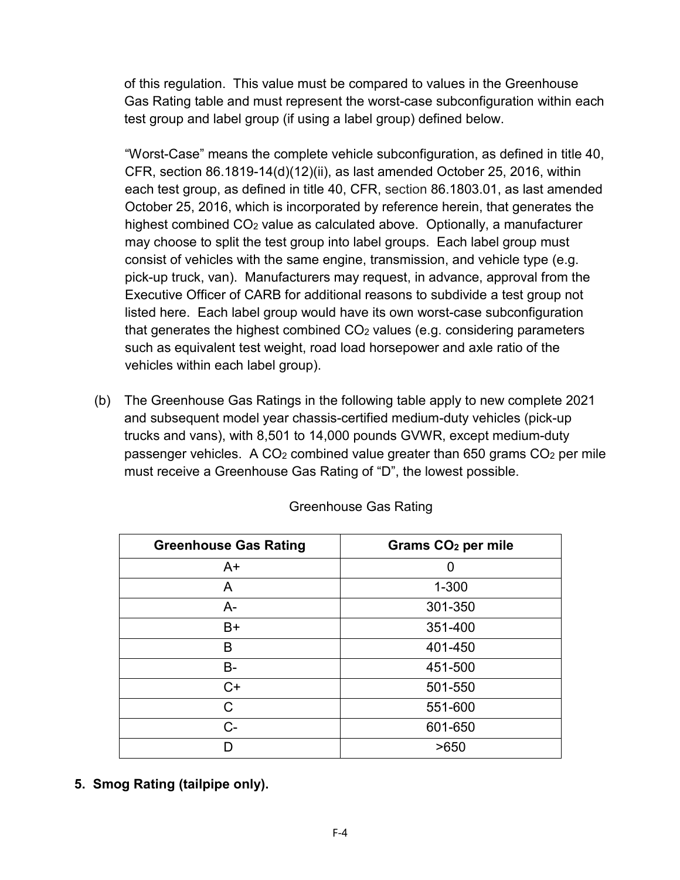of this regulation. This value must be compared to values in the Greenhouse Gas Rating table and must represent the worst-case subconfiguration within each test group and label group (if using a label group) defined below.

"Worst-Case" means the complete vehicle subconfiguration, as defined in title 40, CFR, section 86.1819-14(d)(12)(ii), as last amended October 25, 2016, within each test group, as defined in title 40, CFR, section 86.1803.01, as last amended October 25, 2016, which is incorporated by reference herein, that generates the highest combined $CO_2$ value as calculated above. Optionally, a manufacturer may choose to split the test group into label groups. Each label group must consist of vehicles with the same engine, transmission, and vehicle type (e.g. pick-up truck, van). Manufacturers may request, in advance, approval from the Executive Officer of CARB for additional reasons to subdivide a test group not listed here. Each label group would have its own worst-case subconfiguration that generates the highest combined $CO_2$ values (e.g. considering parameters such as equivalent test weight, road load horsepower and axle ratio of the vehicles within each label group).

(b) The Greenhouse Gas Ratings in the following table apply to new complete 2021 and subsequent model year chassis-certified medium-duty vehicles (pick-up trucks and vans), with 8,501 to 14,000 pounds GVWR, except medium-duty passenger vehicles. A $CO_2$ combined value greater than 650 grams $CO_2$ per mile must receive a Greenhouse Gas Rating of "D", the lowest possible.

Greenhouse Gas Rating

| Greenhouse Gas Rating | Grams $CO_2$ per mile |
| --- | --- |
| A+ | 0 |
| A | 1-300 |
| A- | 301-350 |
| B+ | 351-400 |
| B | 401-450 |
| B- | 451-500 |
| C+ | 501-550 |
| C | 551-600 |
| C- | 601-650 |
| D | >650 |

**5. Smog Rating (tailpipe only).**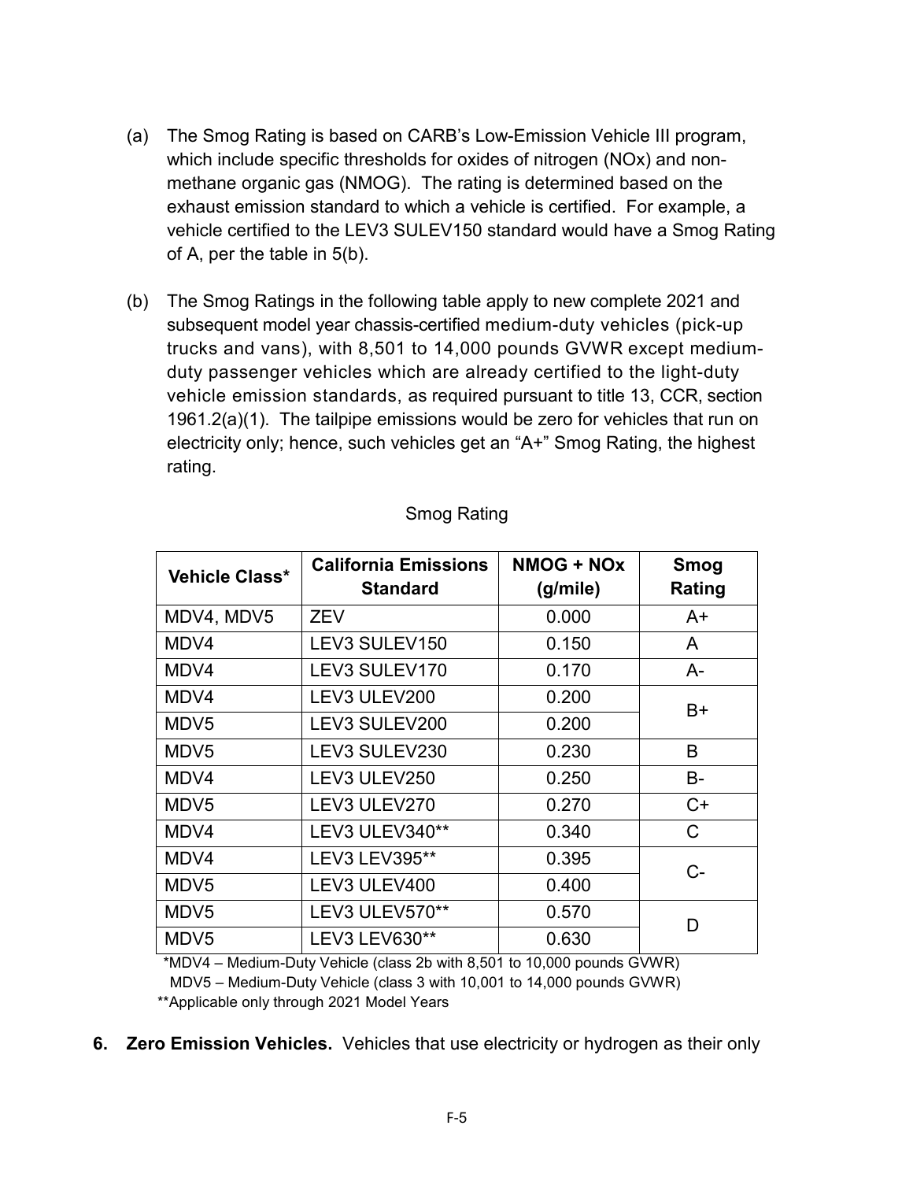(a) The Smog Rating is based on CARB's Low-Emission Vehicle III program, which include specific thresholds for oxides of nitrogen (NOx) and non-methane organic gas (NMOG). The rating is determined based on the exhaust emission standard to which a vehicle is certified. For example, a vehicle certified to the LEV3 SULEV150 standard would have a Smog Rating of A, per the table in 5(b).

(b) The Smog Ratings in the following table apply to new complete 2021 and subsequent model year chassis-certified medium-duty vehicles (pick-up trucks and vans), with 8,501 to 14,000 pounds GVWR except medium-duty passenger vehicles which are already certified to the light-duty vehicle emission standards, as required pursuant to title 13, CCR, section 1961.2(a)(1). The tailpipe emissions would be zero for vehicles that run on electricity only; hence, such vehicles get an "A+" Smog Rating, the highest rating.

Smog Rating

| Vehicle Class* | California Emissions Standard | NMOG + NOx (g/mile) | Smog Rating |
|---|---|---|---|
| MDV4, MDV5 | ZEV | 0.000 | A+ |
| MDV4 | LEV3 SULEV150 | 0.150 | A |
| MDV4 | LEV3 SULEV170 | 0.170 | A- |
| MDV4 | LEV3 ULEV200 | 0.200 | B+ |
| MDV5 | LEV3 SULEV200 | 0.200 | B+ |
| MDV5 | LEV3 SULEV230 | 0.230 | B |
| MDV4 | LEV3 ULEV250 | 0.250 | B- |
| MDV5 | LEV3 ULEV270 | 0.270 | C+ |
| MDV4 | LEV3 ULEV340** | 0.340 | C |
| MDV4 | LEV3 LEV395** | 0.395 | C- |
| MDV5 | LEV3 ULEV400 | 0.400 | C- |
| MDV5 | LEV3 ULEV570** | 0.570 | D |
| MDV5 | LEV3 LEV630** | 0.630 | D |

*MDV4 – Medium-Duty Vehicle (class 2b with 8,501 to 10,000 pounds GVWR)
MDV5 – Medium-Duty Vehicle (class 3 with 10,001 to 14,000 pounds GVWR)
**Applicable only through 2021 Model Years

6. **Zero Emission Vehicles.** Vehicles that use electricity or hydrogen as their only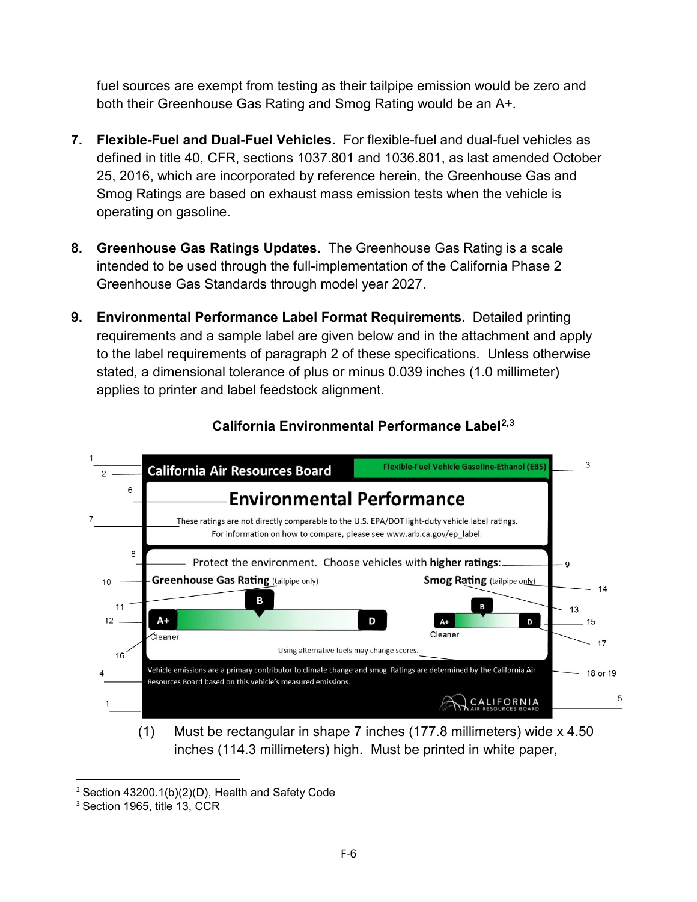fuel sources are exempt from testing as their tailpipe emission would be zero and both their Greenhouse Gas Rating and Smog Rating would be an A+.

7. **Flexible-Fuel and Dual-Fuel Vehicles.** For flexible-fuel and dual-fuel vehicles as defined in title 40, CFR, sections 1037.801 and 1036.801, as last amended October 25, 2016, which are incorporated by reference herein, the Greenhouse Gas and Smog Ratings are based on exhaust mass emission tests when the vehicle is operating on gasoline.

8. **Greenhouse Gas Ratings Updates.** The Greenhouse Gas Rating is a scale intended to be used through the full-implementation of the California Phase 2 Greenhouse Gas Standards through model year 2027.

9. **Environmental Performance Label Format Requirements.** Detailed printing requirements and a sample label are given below and in the attachment and apply to the label requirements of paragraph 2 of these specifications. Unless otherwise stated, a dimensional tolerance of plus or minus 0.039 inches (1.0 millimeter) applies to printer and label feedstock alignment.

**California Environmental Performance Label[2,3]**

California Air Resources Board | Flexible-Fuel Vehicle Gasoline-Ethanol (E85)

Environmental Performance

These ratings are not directly comparable to the U.S. EPA/DOT light-duty vehicle label ratings. For information on how to compare, please see www.arb.ca.gov/ep_label.

Protect the environment. Choose vehicles with **higher ratings**:

**Greenhouse Gas Rating** (tailpipe only): A+ — B — D (Cleaner)

**Smog Rating** (tailpipe only): A+ — B — D (Cleaner)

Using alternative fuels may change scores.

Vehicle emissions are a primary contributor to climate change and smog. Ratings are determined by the California Air Resources Board based on this vehicle's measured emissions.

CALIFORNIA AIR RESOURCES BOARD

(1) Must be rectangular in shape 7 inches (177.8 millimeters) wide x 4.50 inches (114.3 millimeters) high. Must be printed in white paper,

---

[2] Section 43200.1(b)(2)(D), Health and Safety Code

[3] Section 1965, title 13, CCR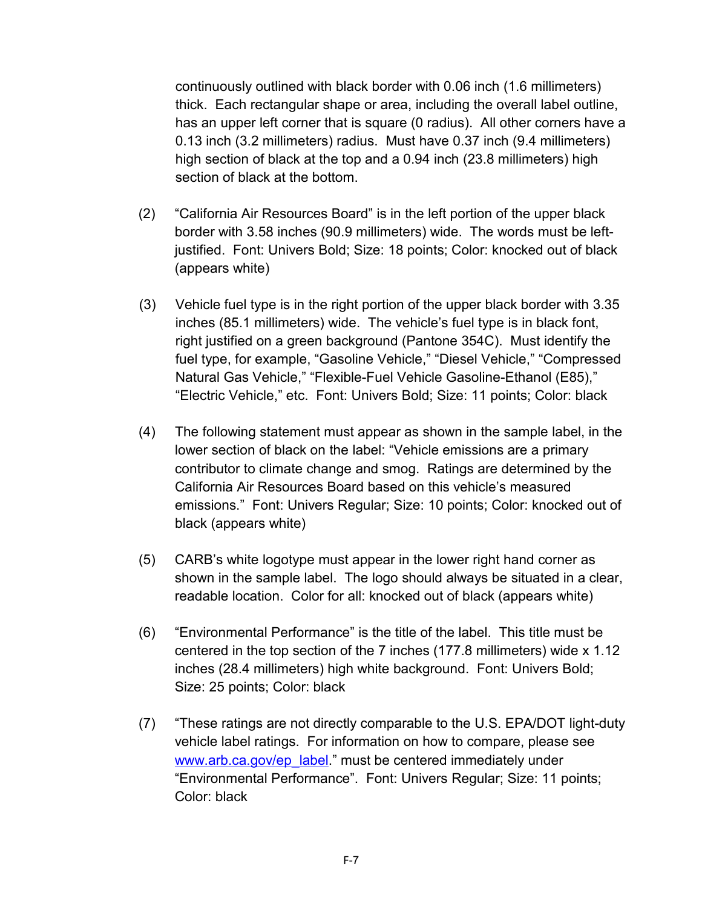continuously outlined with black border with 0.06 inch (1.6 millimeters) thick. Each rectangular shape or area, including the overall label outline, has an upper left corner that is square (0 radius). All other corners have a 0.13 inch (3.2 millimeters) radius. Must have 0.37 inch (9.4 millimeters) high section of black at the top and a 0.94 inch (23.8 millimeters) high section of black at the bottom.

(2) "California Air Resources Board" is in the left portion of the upper black border with 3.58 inches (90.9 millimeters) wide. The words must be left-justified. Font: Univers Bold; Size: 18 points; Color: knocked out of black (appears white)

(3) Vehicle fuel type is in the right portion of the upper black border with 3.35 inches (85.1 millimeters) wide. The vehicle's fuel type is in black font, right justified on a green background (Pantone 354C). Must identify the fuel type, for example, "Gasoline Vehicle," "Diesel Vehicle," "Compressed Natural Gas Vehicle," "Flexible-Fuel Vehicle Gasoline-Ethanol (E85)," "Electric Vehicle," etc. Font: Univers Bold; Size: 11 points; Color: black

(4) The following statement must appear as shown in the sample label, in the lower section of black on the label: "Vehicle emissions are a primary contributor to climate change and smog. Ratings are determined by the California Air Resources Board based on this vehicle's measured emissions." Font: Univers Regular; Size: 10 points; Color: knocked out of black (appears white)

(5) CARB's white logotype must appear in the lower right hand corner as shown in the sample label. The logo should always be situated in a clear, readable location. Color for all: knocked out of black (appears white)

(6) "Environmental Performance" is the title of the label. This title must be centered in the top section of the 7 inches (177.8 millimeters) wide x 1.12 inches (28.4 millimeters) high white background. Font: Univers Bold; Size: 25 points; Color: black

(7) "These ratings are not directly comparable to the U.S. EPA/DOT light-duty vehicle label ratings. For information on how to compare, please see www.arb.ca.gov/ep_label." must be centered immediately under "Environmental Performance". Font: Univers Regular; Size: 11 points; Color: black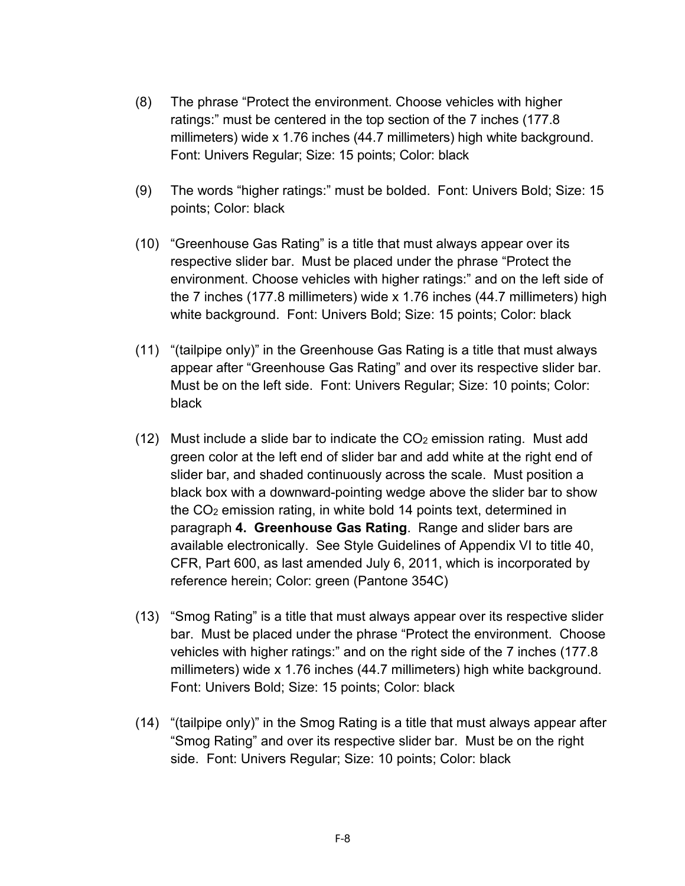(8) The phrase “Protect the environment. Choose vehicles with higher ratings:” must be centered in the top section of the 7 inches (177.8 millimeters) wide x 1.76 inches (44.7 millimeters) high white background. Font: Univers Regular; Size: 15 points; Color: black

(9) The words “higher ratings:” must be bolded. Font: Univers Bold; Size: 15 points; Color: black

(10) “Greenhouse Gas Rating” is a title that must always appear over its respective slider bar. Must be placed under the phrase “Protect the environment. Choose vehicles with higher ratings:” and on the left side of the 7 inches (177.8 millimeters) wide x 1.76 inches (44.7 millimeters) high white background. Font: Univers Bold; Size: 15 points; Color: black

(11) “(tailpipe only)” in the Greenhouse Gas Rating is a title that must always appear after “Greenhouse Gas Rating” and over its respective slider bar. Must be on the left side. Font: Univers Regular; Size: 10 points; Color: black

(12) Must include a slide bar to indicate the $CO_2$ emission rating. Must add green color at the left end of slider bar and add white at the right end of slider bar, and shaded continuously across the scale. Must position a black box with a downward-pointing wedge above the slider bar to show the $CO_2$ emission rating, in white bold 14 points text, determined in paragraph **4. Greenhouse Gas Rating**. Range and slider bars are available electronically. See Style Guidelines of Appendix VI to title 40, CFR, Part 600, as last amended July 6, 2011, which is incorporated by reference herein; Color: green (Pantone 354C)

(13) “Smog Rating” is a title that must always appear over its respective slider bar. Must be placed under the phrase “Protect the environment. Choose vehicles with higher ratings:” and on the right side of the 7 inches (177.8 millimeters) wide x 1.76 inches (44.7 millimeters) high white background. Font: Univers Bold; Size: 15 points; Color: black

(14) “(tailpipe only)” in the Smog Rating is a title that must always appear after “Smog Rating” and over its respective slider bar. Must be on the right side. Font: Univers Regular; Size: 10 points; Color: black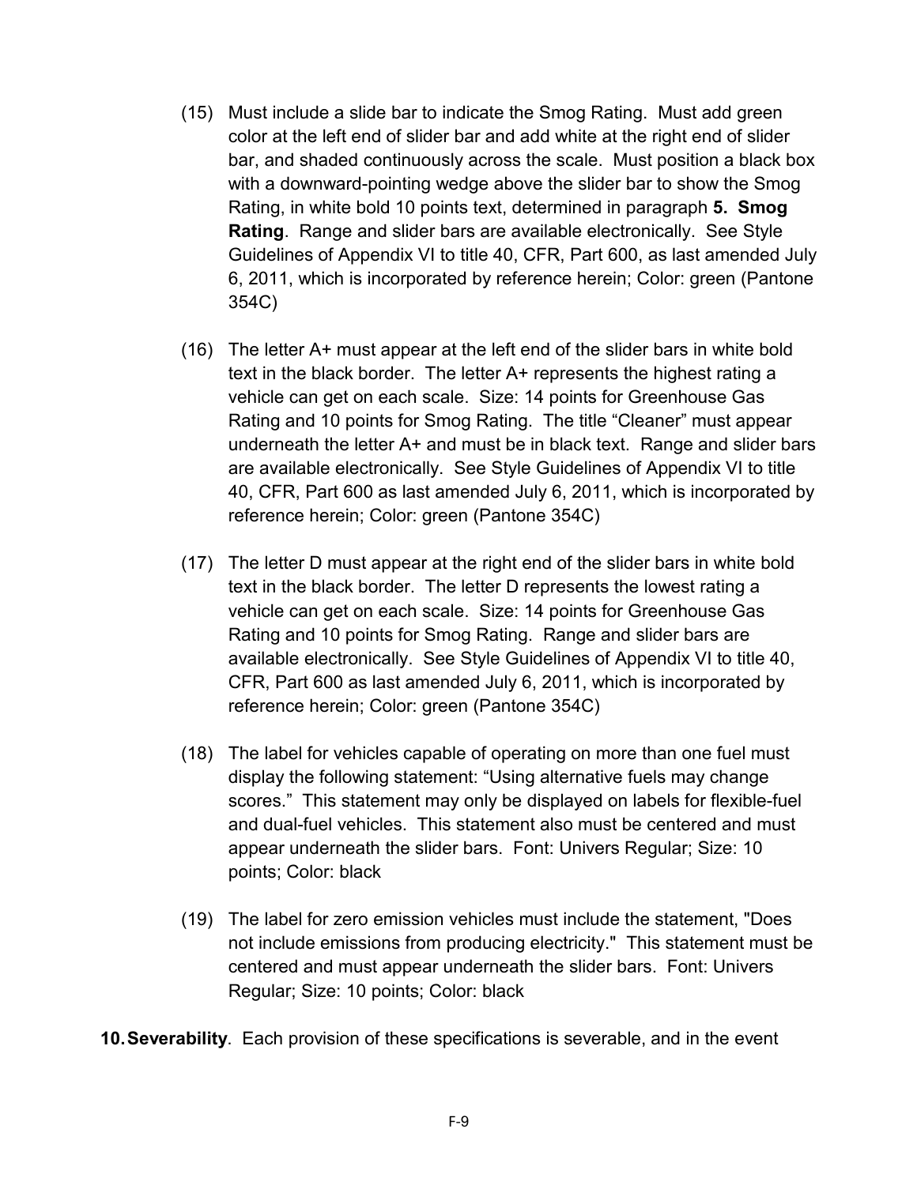(15) Must include a slide bar to indicate the Smog Rating. Must add green color at the left end of slider bar and add white at the right end of slider bar, and shaded continuously across the scale. Must position a black box with a downward-pointing wedge above the slider bar to show the Smog Rating, in white bold 10 points text, determined in paragraph **5. Smog Rating**. Range and slider bars are available electronically. See Style Guidelines of Appendix VI to title 40, CFR, Part 600, as last amended July 6, 2011, which is incorporated by reference herein; Color: green (Pantone 354C)

(16) The letter A+ must appear at the left end of the slider bars in white bold text in the black border. The letter A+ represents the highest rating a vehicle can get on each scale. Size: 14 points for Greenhouse Gas Rating and 10 points for Smog Rating. The title "Cleaner" must appear underneath the letter A+ and must be in black text. Range and slider bars are available electronically. See Style Guidelines of Appendix VI to title 40, CFR, Part 600 as last amended July 6, 2011, which is incorporated by reference herein; Color: green (Pantone 354C)

(17) The letter D must appear at the right end of the slider bars in white bold text in the black border. The letter D represents the lowest rating a vehicle can get on each scale. Size: 14 points for Greenhouse Gas Rating and 10 points for Smog Rating. Range and slider bars are available electronically. See Style Guidelines of Appendix VI to title 40, CFR, Part 600 as last amended July 6, 2011, which is incorporated by reference herein; Color: green (Pantone 354C)

(18) The label for vehicles capable of operating on more than one fuel must display the following statement: "Using alternative fuels may change scores." This statement may only be displayed on labels for flexible-fuel and dual-fuel vehicles. This statement also must be centered and must appear underneath the slider bars. Font: Univers Regular; Size: 10 points; Color: black

(19) The label for zero emission vehicles must include the statement, "Does not include emissions from producing electricity." This statement must be centered and must appear underneath the slider bars. Font: Univers Regular; Size: 10 points; Color: black

**10. Severability**. Each provision of these specifications is severable, and in the event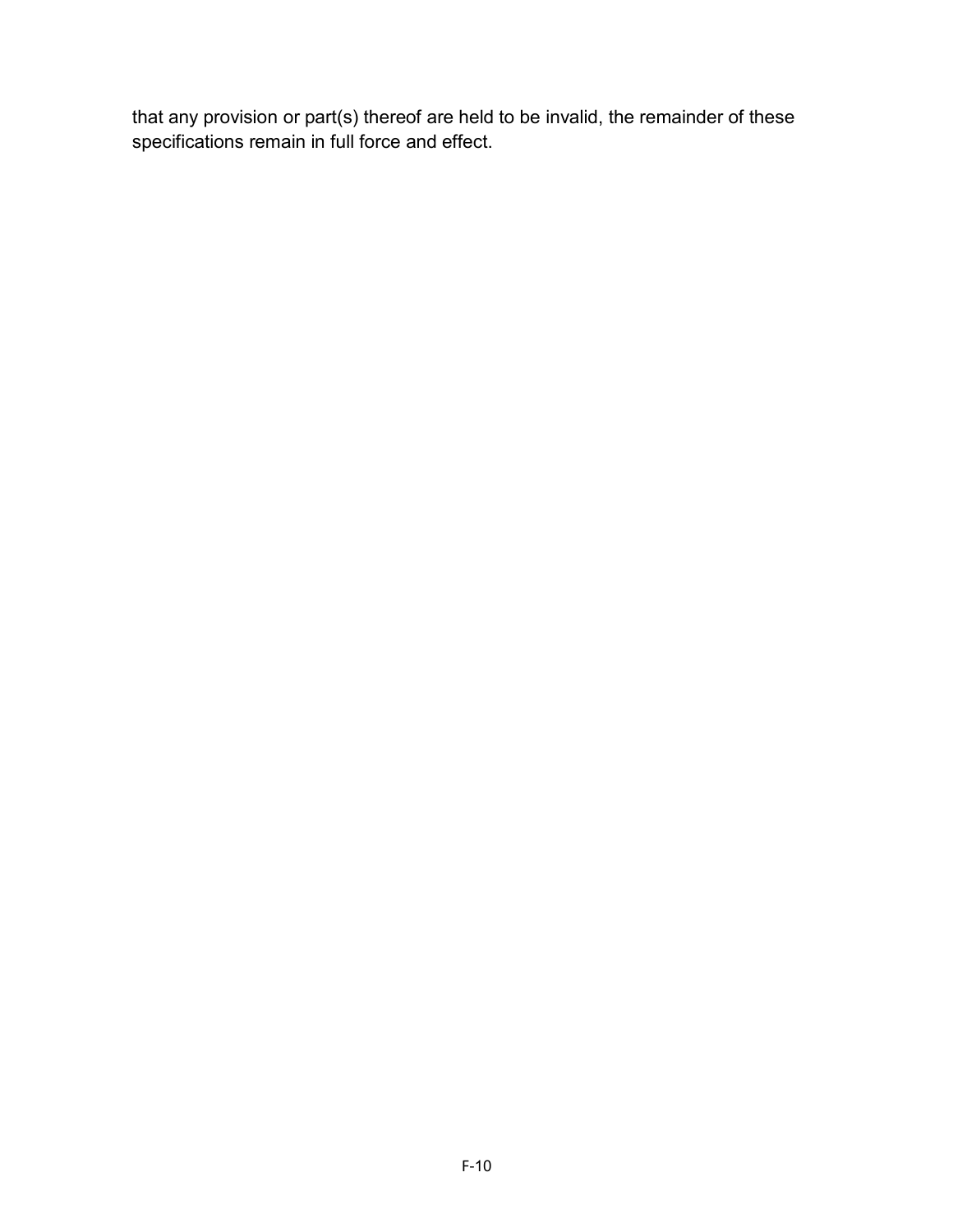that any provision or part(s) thereof are held to be invalid, the remainder of these specifications remain in full force and effect.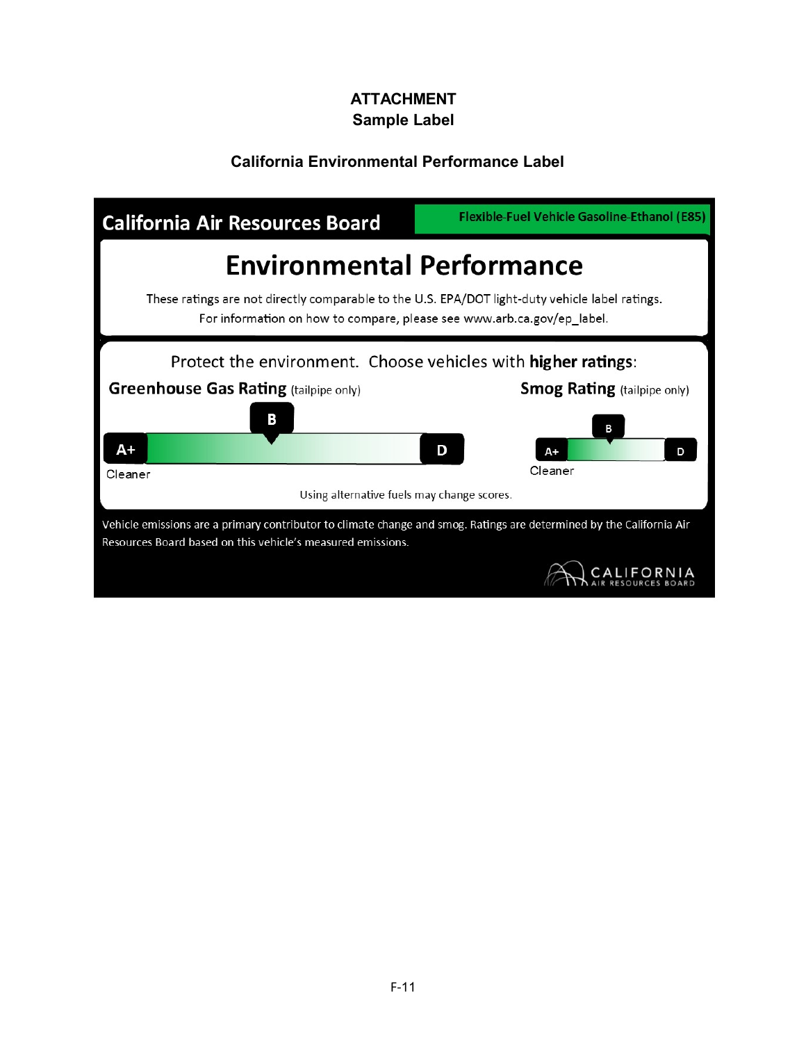**ATTACHMENT**
**Sample Label**

**California Environmental Performance Label**

California Air Resources Board

Flexible-Fuel Vehicle Gasoline-Ethanol (E85)

# Environmental Performance

These ratings are not directly comparable to the U.S. EPA/DOT light-duty vehicle label ratings.
For information on how to compare, please see www.arb.ca.gov/ep_label.

Protect the environment. Choose vehicles with **higher ratings**:

**Greenhouse Gas Rating** (tailpipe only)

B

A+

D

Cleaner

**Smog Rating** (tailpipe only)

B

A+

D

Cleaner

Using alternative fuels may change scores.

Vehicle emissions are a primary contributor to climate change and smog. Ratings are determined by the California Air Resources Board based on this vehicle's measured emissions.

CALIFORNIA AIR RESOURCES BOARD